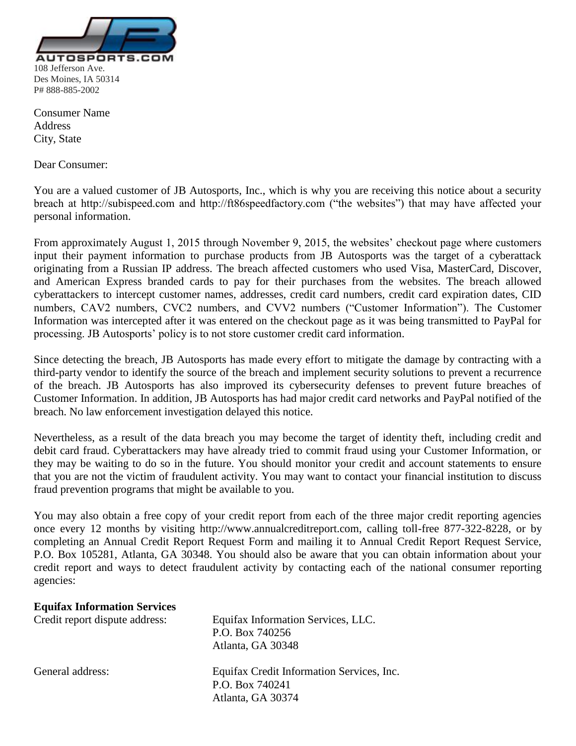AUTOSPORTS.COM

108 Jefferson Ave.
Des Moines, IA 50314
P# 888-885-2002

Consumer Name
Address
City, State

Dear Consumer:

You are a valued customer of JB Autosports, Inc., which is why you are receiving this notice about a security breach at http://subispeed.com and http://ft86speedfactory.com ("the websites") that may have affected your personal information.

From approximately August 1, 2015 through November 9, 2015, the websites' checkout page where customers input their payment information to purchase products from JB Autosports was the target of a cyberattack originating from a Russian IP address. The breach affected customers who used Visa, MasterCard, Discover, and American Express branded cards to pay for their purchases from the websites. The breach allowed cyberattackers to intercept customer names, addresses, credit card numbers, credit card expiration dates, CID numbers, CAV2 numbers, CVC2 numbers, and CVV2 numbers ("Customer Information"). The Customer Information was intercepted after it was entered on the checkout page as it was being transmitted to PayPal for processing. JB Autosports' policy is to not store customer credit card information.

Since detecting the breach, JB Autosports has made every effort to mitigate the damage by contracting with a third-party vendor to identify the source of the breach and implement security solutions to prevent a recurrence of the breach. JB Autosports has also improved its cybersecurity defenses to prevent future breaches of Customer Information. In addition, JB Autosports has had major credit card networks and PayPal notified of the breach. No law enforcement investigation delayed this notice.

Nevertheless, as a result of the data breach you may become the target of identity theft, including credit and debit card fraud. Cyberattackers may have already tried to commit fraud using your Customer Information, or they may be waiting to do so in the future. You should monitor your credit and account statements to ensure that you are not the victim of fraudulent activity. You may want to contact your financial institution to discuss fraud prevention programs that might be available to you.

You may also obtain a free copy of your credit report from each of the three major credit reporting agencies once every 12 months by visiting http://www.annualcreditreport.com, calling toll-free 877-322-8228, or by completing an Annual Credit Report Request Form and mailing it to Annual Credit Report Request Service, P.O. Box 105281, Atlanta, GA 30348. You should also be aware that you can obtain information about your credit report and ways to detect fraudulent activity by contacting each of the national consumer reporting agencies:

**Equifax Information Services**

| | |
|---|---|
| Credit report dispute address: | Equifax Information Services, LLC.<br>P.O. Box 740256<br>Atlanta, GA 30348 |
| General address: | Equifax Credit Information Services, Inc.<br>P.O. Box 740241<br>Atlanta, GA 30374 |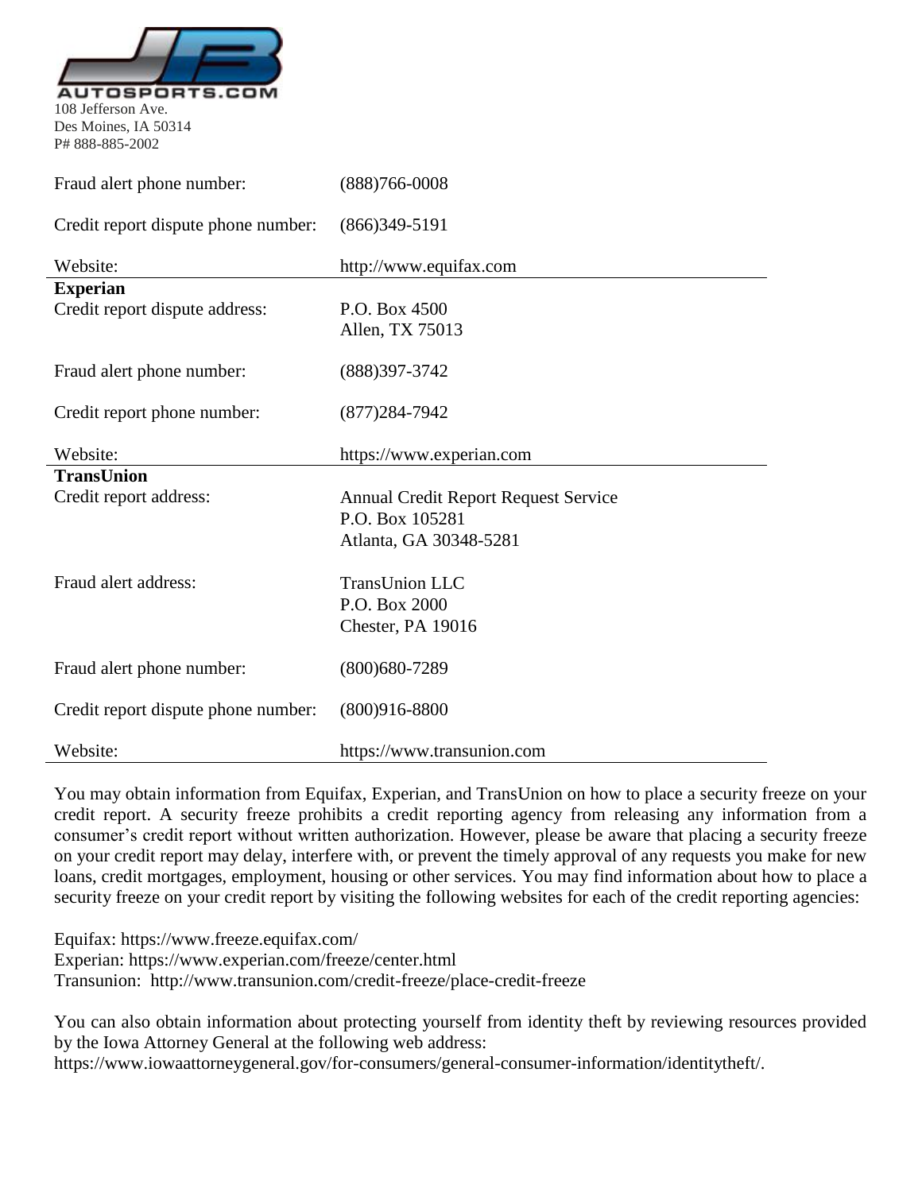108 Jefferson Ave.
Des Moines, IA 50314
P# 888-885-2002

| | |
|---|---|
| Fraud alert phone number: | (888)766-0008 |
| Credit report dispute phone number: | (866)349-5191 |
| Website: | http://www.equifax.com |
| **Experian** | |
| Credit report dispute address: | P.O. Box 4500<br>Allen, TX 75013 |
| Fraud alert phone number: | (888)397-3742 |
| Credit report phone number: | (877)284-7942 |
| Website: | https://www.experian.com |
| **TransUnion** | |
| Credit report address: | Annual Credit Report Request Service<br>P.O. Box 105281<br>Atlanta, GA 30348-5281 |
| Fraud alert address: | TransUnion LLC<br>P.O. Box 2000<br>Chester, PA 19016 |
| Fraud alert phone number: | (800)680-7289 |
| Credit report dispute phone number: | (800)916-8800 |
| Website: | https://www.transunion.com |

You may obtain information from Equifax, Experian, and TransUnion on how to place a security freeze on your credit report. A security freeze prohibits a credit reporting agency from releasing any information from a consumer's credit report without written authorization. However, please be aware that placing a security freeze on your credit report may delay, interfere with, or prevent the timely approval of any requests you make for new loans, credit mortgages, employment, housing or other services. You may find information about how to place a security freeze on your credit report by visiting the following websites for each of the credit reporting agencies:

Equifax: https://www.freeze.equifax.com/
Experian: https://www.experian.com/freeze/center.html
Transunion: http://www.transunion.com/credit-freeze/place-credit-freeze

You can also obtain information about protecting yourself from identity theft by reviewing resources provided by the Iowa Attorney General at the following web address:
https://www.iowaattorneygeneral.gov/for-consumers/general-consumer-information/identitytheft/.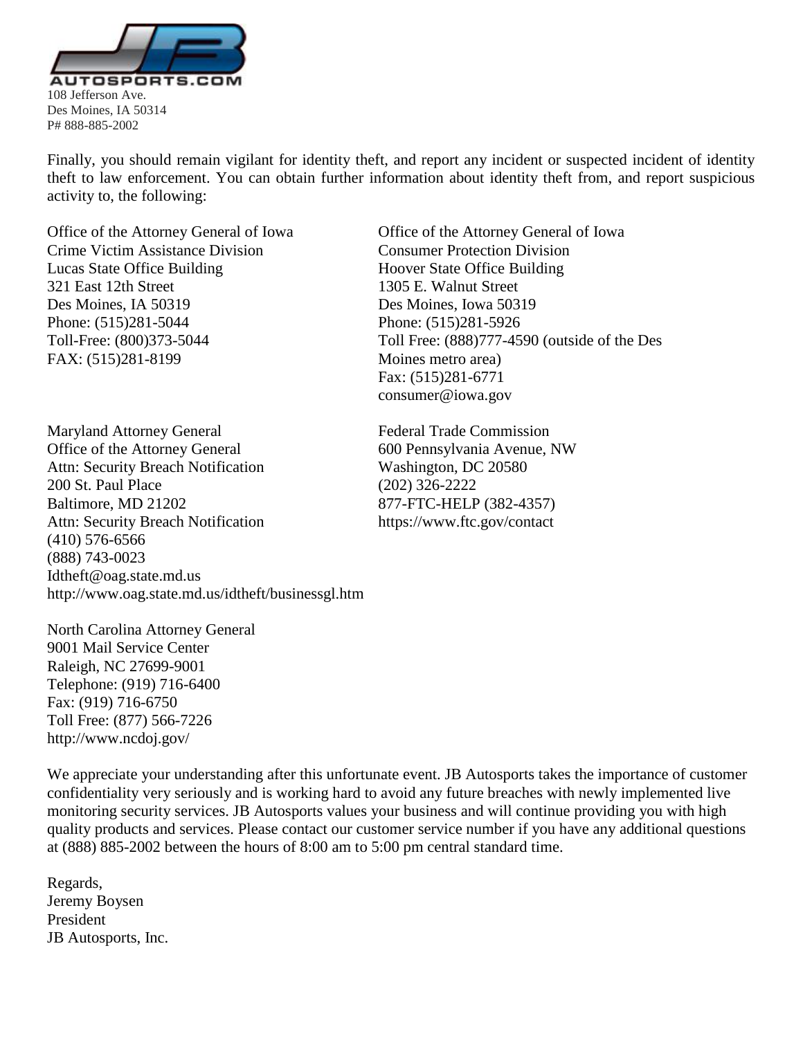AUTOSPORTS.COM
108 Jefferson Ave.
Des Moines, IA 50314
P# 888-885-2002

Finally, you should remain vigilant for identity theft, and report any incident or suspected incident of identity theft to law enforcement. You can obtain further information about identity theft from, and report suspicious activity to, the following:

Office of the Attorney General of Iowa
Crime Victim Assistance Division
Lucas State Office Building
321 East 12th Street
Des Moines, IA 50319
Phone: (515)281-5044
Toll-Free: (800)373-5044
FAX: (515)281-8199

Office of the Attorney General of Iowa
Consumer Protection Division
Hoover State Office Building
1305 E. Walnut Street
Des Moines, Iowa 50319
Phone: (515)281-5926
Toll Free: (888)777-4590 (outside of the Des Moines metro area)
Fax: (515)281-6771
consumer@iowa.gov

Maryland Attorney General
Office of the Attorney General
Attn: Security Breach Notification
200 St. Paul Place
Baltimore, MD 21202
Attn: Security Breach Notification
(410) 576-6566
(888) 743-0023
Idtheft@oag.state.md.us
http://www.oag.state.md.us/idtheft/businessgl.htm

Federal Trade Commission
600 Pennsylvania Avenue, NW
Washington, DC 20580
(202) 326-2222
877-FTC-HELP (382-4357)
https://www.ftc.gov/contact

North Carolina Attorney General
9001 Mail Service Center
Raleigh, NC 27699-9001
Telephone: (919) 716-6400
Fax: (919) 716-6750
Toll Free: (877) 566-7226
http://www.ncdoj.gov/

We appreciate your understanding after this unfortunate event. JB Autosports takes the importance of customer confidentiality very seriously and is working hard to avoid any future breaches with newly implemented live monitoring security services. JB Autosports values your business and will continue providing you with high quality products and services. Please contact our customer service number if you have any additional questions at (888) 885-2002 between the hours of 8:00 am to 5:00 pm central standard time.

Regards,
Jeremy Boysen
President
JB Autosports, Inc.